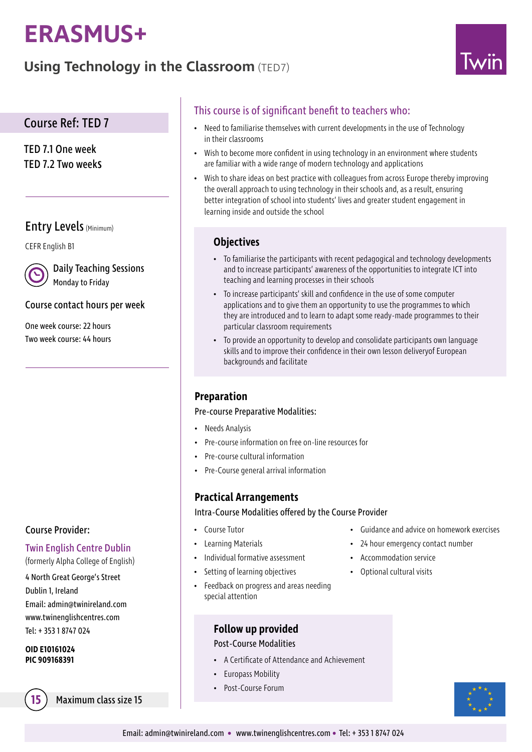# ERASMUS+

## Using Technology in the Classroom (TED7)

Twin

### Course Ref: TED 7

TED 7.1 One week
TED 7.2 Two weeks

### Entry Levels (Minimum)

CEFR English B1

**Daily Teaching Sessions**
Monday to Friday

**Course contact hours per week**

One week course: 22 hours
Two week course: 44 hours

**Course Provider:**

Twin English Centre Dublin
(formerly Alpha College of English)

4 North Great George's Street
Dublin 1, Ireland
Email: admin@twinireland.com
www.twinenglishcentres.com
Tel: + 353 1 8747 024

**OID E10161024**
**PIC 909168391**

15 Maximum class size 15

### This course is of significant benefit to teachers who:

- Need to familiarise themselves with current developments in the use of Technology in their classrooms
- Wish to become more confident in using technology in an environment where students are familiar with a wide range of modern technology and applications
- Wish to share ideas on best practice with colleagues from across Europe thereby improving the overall approach to using technology in their schools and, as a result, ensuring better integration of school into students' lives and greater student engagement in learning inside and outside the school

### Objectives

- To familiarise the participants with recent pedagogical and technology developments and to increase participants' awareness of the opportunities to integrate ICT into teaching and learning processes in their schools
- To increase participants' skill and confidence in the use of some computer applications and to give them an opportunity to use the programmes to which they are introduced and to learn to adapt some ready-made programmes to their particular classroom requirements
- To provide an opportunity to develop and consolidate participants own language skills and to improve their confidence in their own lesson deliveryof European backgrounds and facilitate

### Preparation

Pre-course Preparative Modalities:

- Needs Analysis
- Pre-course information on free on-line resources for
- Pre-course cultural information
- Pre-Course general arrival information

### Practical Arrangements

Intra-Course Modalities offered by the Course Provider

- Course Tutor
- Learning Materials
- Individual formative assessment
- Setting of learning objectives
- Feedback on progress and areas needing special attention
- Guidance and advice on homework exercises
- 24 hour emergency contact number
- Accommodation service
- Optional cultural visits

### Follow up provided

Post-Course Modalities

- A Certificate of Attendance and Achievement
- Europass Mobility
- Post-Course Forum

Email: admin@twinireland.com • www.twinenglishcentres.com • Tel: + 353 1 8747 024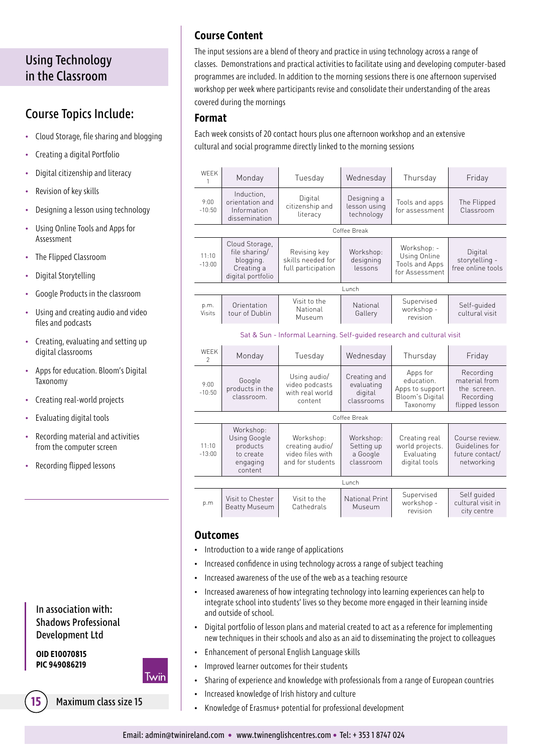# Using Technology in the Classroom

## Course Topics Include:

- Cloud Storage, file sharing and blogging
- Creating a digital Portfolio
- Digital citizenship and literacy
- Revision of key skills
- Designing a lesson using technology
- Using Online Tools and Apps for Assessment
- The Flipped Classroom
- Digital Storytelling
- Google Products in the classroom
- Using and creating audio and video files and podcasts
- Creating, evaluating and setting up digital classrooms
- Apps for education. Bloom's Digital Taxonomy
- Creating real-world projects
- Evaluating digital tools
- Recording material and activities from the computer screen
- Recording flipped lessons

In association with: Shadows Professional Development Ltd

**OID E10070815**
**PIC 949086219**

Twin

15 Maximum class size 15

## Course Content

The input sessions are a blend of theory and practice in using technology across a range of classes. Demonstrations and practical activities to facilitate using and developing computer-based programmes are included. In addition to the morning sessions there is one afternoon supervised workshop per week where participants revise and consolidate their understanding of the areas covered during the mornings

## Format

Each week consists of 20 contact hours plus one afternoon workshop and an extensive cultural and social programme directly linked to the morning sessions

| WEEK 1 | Monday | Tuesday | Wednesday | Thursday | Friday |
|---|---|---|---|---|---|
| 9:00 -10:50 | Induction, orientation and Information dissemination | Digital citizenship and literacy | Designing a lesson using technology | Tools and apps for assessment | The Flipped Classroom |
| | | | Coffee Break | | |
| 11:10 -13:00 | Cloud Storage, file sharing/ blogging. Creating a digital portfolio | Revising key skills needed for full participation | Workshop: designing lessons | Workshop: - Using Online Tools and Apps for Assessment | Digital storytelling - free online tools |
| | | | Lunch | | |
| p.m. Visits | Orientation tour of Dublin | Visit to the National Museum | National Gallery | Supervised workshop - revision | Self-guided cultural visit |

Sat & Sun - Informal Learning. Self-guided research and cultural visit

| WEEK 2 | Monday | Tuesday | Wednesday | Thursday | Friday |
|---|---|---|---|---|---|
| 9:00 -10:50 | Google products in the classroom. | Using audio/ video podcasts with real world content | Creating and evaluating digital classrooms | Apps for education. Apps to support Bloom's Digital Taxonomy | Recording material from the screen. Recording flipped lesson |
| | | | Coffee Break | | |
| 11:10 -13:00 | Workshop: Using Google products to create engaging content | Workshop: creating audio/ video files with and for students | Workshop: Setting up a Google classroom | Creating real world projects. Evaluating digital tools | Course review. Guidelines for future contact/ networking |
| | | | Lunch | | |
| p.m | Visit to Chester Beatty Museum | Visit to the Cathedrals | National Print Museum | Supervised workshop - revision | Self guided cultural visit in city centre |

## Outcomes

- Introduction to a wide range of applications
- Increased confidence in using technology across a range of subject teaching
- Increased awareness of the use of the web as a teaching resource
- Increased awareness of how integrating technology into learning experiences can help to integrate school into students' lives so they become more engaged in their learning inside and outside of school.
- Digital portfolio of lesson plans and material created to act as a reference for implementing new techniques in their schools and also as an aid to disseminating the project to colleagues
- Enhancement of personal English Language skills
- Improved learner outcomes for their students
- Sharing of experience and knowledge with professionals from a range of European countries
- Increased knowledge of Irish history and culture
- Knowledge of Erasmus+ potential for professional development

Email: admin@twinireland.com • www.twinenglishcentres.com • Tel: + 353 1 8747 024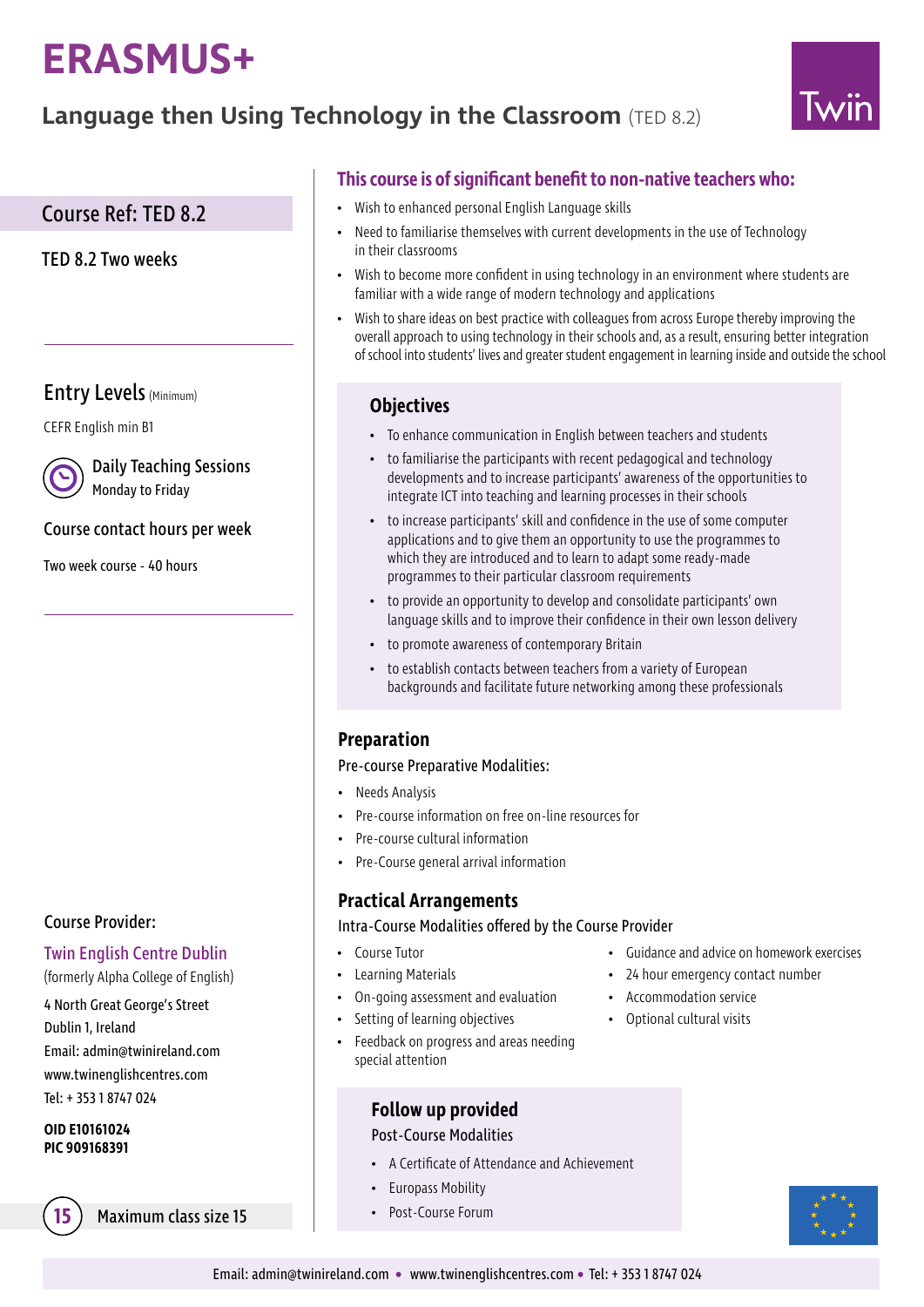# ERASMUS+

## Language then Using Technology in the Classroom (TED 8.2)

Twin

### Course Ref: TED 8.2

TED 8.2 Two weeks

### Entry Levels (Minimum)

CEFR English min B1

**Daily Teaching Sessions**
Monday to Friday

### Course contact hours per week

Two week course - 40 hours

Course Provider:

**Twin English Centre Dublin**
(formerly Alpha College of English)

4 North Great George's Street
Dublin 1, Ireland
Email: admin@twinireland.com
www.twinenglishcentres.com
Tel: + 353 1 8747 024

**OID E10161024**
**PIC 909168391**

15 Maximum class size 15

### This course is of significant benefit to non-native teachers who:

- Wish to enhanced personal English Language skills
- Need to familiarise themselves with current developments in the use of Technology in their classrooms
- Wish to become more confident in using technology in an environment where students are familiar with a wide range of modern technology and applications
- Wish to share ideas on best practice with colleagues from across Europe thereby improving the overall approach to using technology in their schools and, as a result, ensuring better integration of school into students' lives and greater student engagement in learning inside and outside the school

### Objectives

- To enhance communication in English between teachers and students
- to familiarise the participants with recent pedagogical and technology developments and to increase participants' awareness of the opportunities to integrate ICT into teaching and learning processes in their schools
- to increase participants' skill and confidence in the use of some computer applications and to give them an opportunity to use the programmes to which they are introduced and to learn to adapt some ready-made programmes to their particular classroom requirements
- to provide an opportunity to develop and consolidate participants' own language skills and to improve their confidence in their own lesson delivery
- to promote awareness of contemporary Britain
- to establish contacts between teachers from a variety of European backgrounds and facilitate future networking among these professionals

### Preparation

Pre-course Preparative Modalities:

- Needs Analysis
- Pre-course information on free on-line resources for
- Pre-course cultural information
- Pre-Course general arrival information

### Practical Arrangements

Intra-Course Modalities offered by the Course Provider

- Course Tutor
- Learning Materials
- On-going assessment and evaluation
- Setting of learning objectives
- Feedback on progress and areas needing special attention
- Guidance and advice on homework exercises
- 24 hour emergency contact number
- Accommodation service
- Optional cultural visits

### Follow up provided

Post-Course Modalities

- A Certificate of Attendance and Achievement
- Europass Mobility
- Post-Course Forum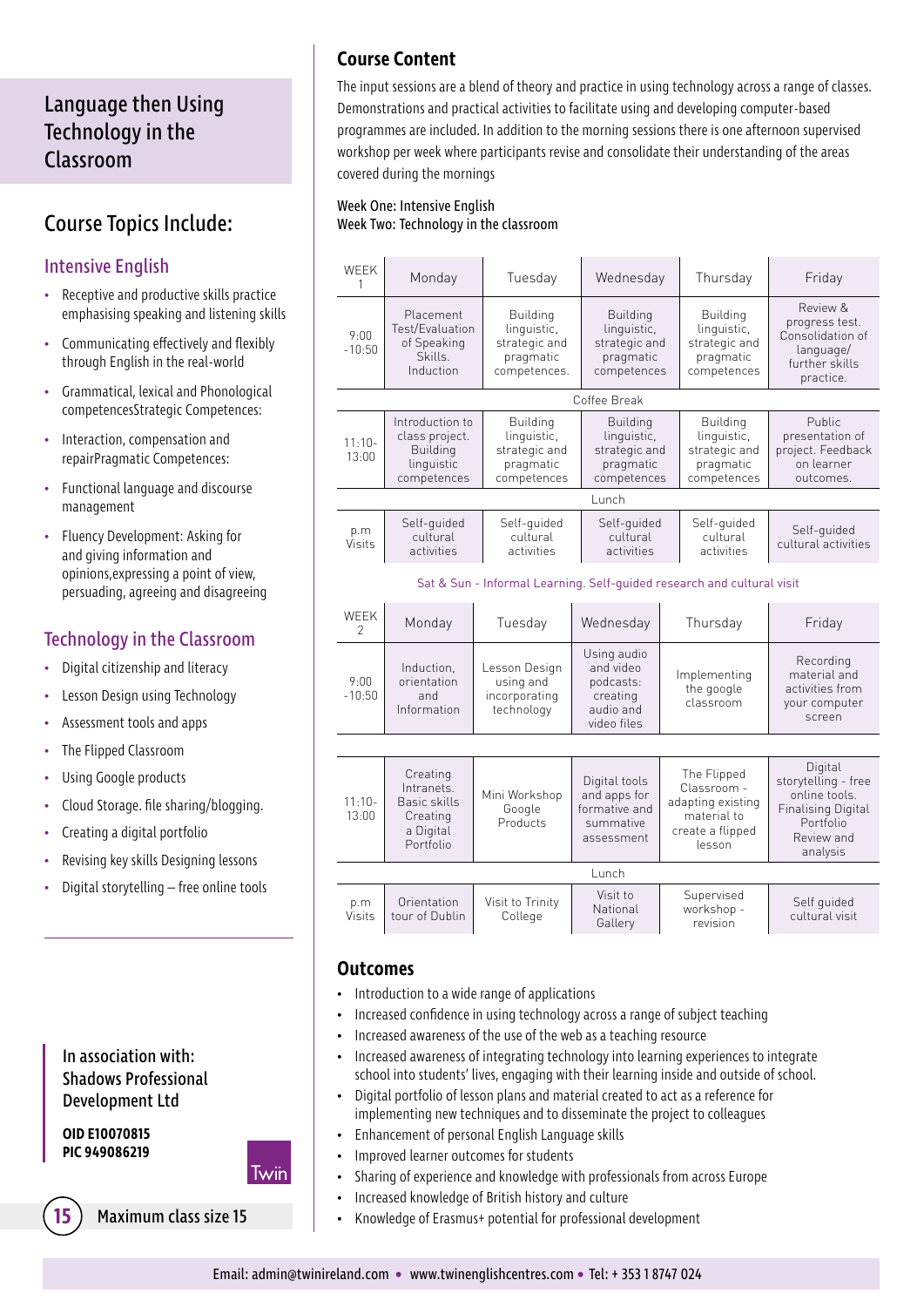# Language then Using Technology in the Classroom

## Course Topics Include:

### Intensive English

- Receptive and productive skills practice emphasising speaking and listening skills
- Communicating effectively and flexibly through English in the real-world
- Grammatical, lexical and Phonological competencesStrategic Competences:
- Interaction, compensation and repairPragmatic Competences:
- Functional language and discourse management
- Fluency Development: Asking for and giving information and opinions,expressing a point of view, persuading, agreeing and disagreeing

### Technology in the Classroom

- Digital citizenship and literacy
- Lesson Design using Technology
- Assessment tools and apps
- The Flipped Classroom
- Using Google products
- Cloud Storage. file sharing/blogging.
- Creating a digital portfolio
- Revising key skills Designing lessons
- Digital storytelling – free online tools

In association with: Shadows Professional Development Ltd

**OID E10070815**
**PIC 949086219**

15 Maximum class size 15

## Course Content

The input sessions are a blend of theory and practice in using technology across a range of classes. Demonstrations and practical activities to facilitate using and developing computer-based programmes are included. In addition to the morning sessions there is one afternoon supervised workshop per week where participants revise and consolidate their understanding of the areas covered during the mornings

Week One: Intensive English
Week Two: Technology in the classroom

| WEEK 1 | Monday | Tuesday | Wednesday | Thursday | Friday |
|---|---|---|---|---|---|
| 9:00 -10:50 | Placement Test/Evaluation of Speaking Skills. Induction | Building linguistic, strategic and pragmatic competences. | Building linguistic, strategic and pragmatic competences | Building linguistic, strategic and pragmatic competences | Review & progress test. Consolidation of language/ further skills practice. |
| | | | Coffee Break | | |
| 11:10-13:00 | Introduction to class project. Building linguistic competences | Building linguistic, strategic and pragmatic competences | Building linguistic, strategic and pragmatic competences | Building linguistic, strategic and pragmatic competences | Public presentation of project. Feedback on learner outcomes. |
| | | | Lunch | | |
| p.m Visits | Self-guided cultural activities | Self-guided cultural activities | Self-guided cultural activities | Self-guided cultural activities | Self-guided cultural activities |

Sat & Sun - Informal Learning. Self-guided research and cultural visit

| WEEK 2 | Monday | Tuesday | Wednesday | Thursday | Friday |
|---|---|---|---|---|---|
| 9:00 -10:50 | Induction, orientation and Information | Lesson Design using and incorporating technology | Using audio and video podcasts: creating audio and video files | Implementing the google classroom | Recording material and activities from your computer screen |
| 11:10-13:00 | Creating Intranets. Basic skills Creating a Digital Portfolio | Mini Workshop Google Products | Digital tools and apps for formative and summative assessment | The Flipped Classroom - adapting existing material to create a flipped lesson | Digital storytelling - free online tools. Finalising Digital Portfolio Review and analysis |
| | | | Lunch | | |
| p.m Visits | Orientation tour of Dublin | Visit to Trinity College | Visit to National Gallery | Supervised workshop - revision | Self guided cultural visit |

## Outcomes

- Introduction to a wide range of applications
- Increased confidence in using technology across a range of subject teaching
- Increased awareness of the use of the web as a teaching resource
- Increased awareness of integrating technology into learning experiences to integrate school into students' lives, engaging with their learning inside and outside of school.
- Digital portfolio of lesson plans and material created to act as a reference for implementing new techniques and to disseminate the project to colleagues
- Enhancement of personal English Language skills
- Improved learner outcomes for students
- Sharing of experience and knowledge with professionals from across Europe
- Increased knowledge of British history and culture
- Knowledge of Erasmus+ potential for professional development

Email: admin@twinireland.com • www.twinenglishcentres.com • Tel: + 353 1 8747 024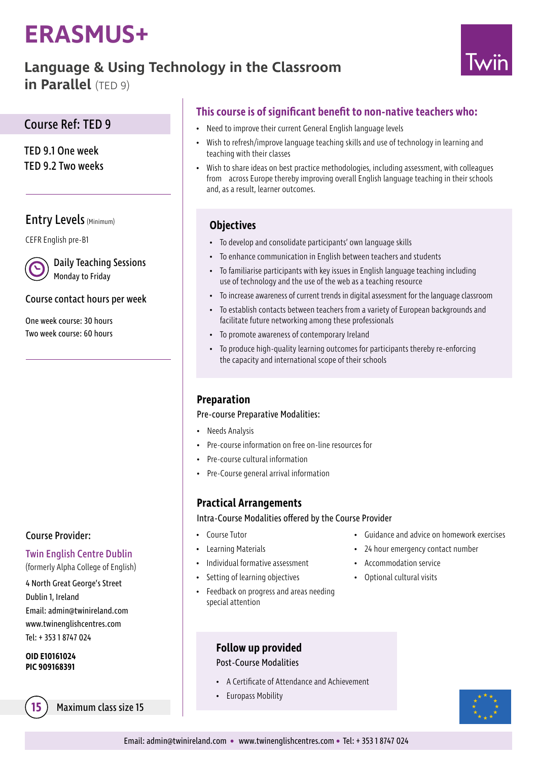# ERASMUS+

## Language & Using Technology in the Classroom in Parallel (TED 9)

### Course Ref: TED 9

TED 9.1 One week
TED 9.2 Two weeks

### Entry Levels (Minimum)

CEFR English pre-B1

**Daily Teaching Sessions**
Monday to Friday

### Course contact hours per week

One week course: 30 hours
Two week course: 60 hours

### Course Provider:

Twin English Centre Dublin
(formerly Alpha College of English)

4 North Great George's Street
Dublin 1, Ireland
Email: admin@twinireland.com
www.twinenglishcentres.com
Tel: + 353 1 8747 024

**OID E10161024**
**PIC 909168391**

15 Maximum class size 15

### This course is of significant benefit to non-native teachers who:

- Need to improve their current General English language levels
- Wish to refresh/improve language teaching skills and use of technology in learning and teaching with their classes
- Wish to share ideas on best practice methodologies, including assessment, with colleagues from across Europe thereby improving overall English language teaching in their schools and, as a result, learner outcomes.

### Objectives

- To develop and consolidate participants' own language skills
- To enhance communication in English between teachers and students
- To familiarise participants with key issues in English language teaching including use of technology and the use of the web as a teaching resource
- To increase awareness of current trends in digital assessment for the language classroom
- To establish contacts between teachers from a variety of European backgrounds and facilitate future networking among these professionals
- To promote awareness of contemporary Ireland
- To produce high-quality learning outcomes for participants thereby re-enforcing the capacity and international scope of their schools

### Preparation

Pre-course Preparative Modalities:

- Needs Analysis
- Pre-course information on free on-line resources for
- Pre-course cultural information
- Pre-Course general arrival information

### Practical Arrangements

Intra-Course Modalities offered by the Course Provider

- Course Tutor
- Learning Materials
- Individual formative assessment
- Setting of learning objectives
- Feedback on progress and areas needing special attention
- Guidance and advice on homework exercises
- 24 hour emergency contact number
- Accommodation service
- Optional cultural visits

### Follow up provided

Post-Course Modalities

- A Certificate of Attendance and Achievement
- Europass Mobility

Email: admin@twinireland.com • www.twinenglishcentres.com • Tel: + 353 1 8747 024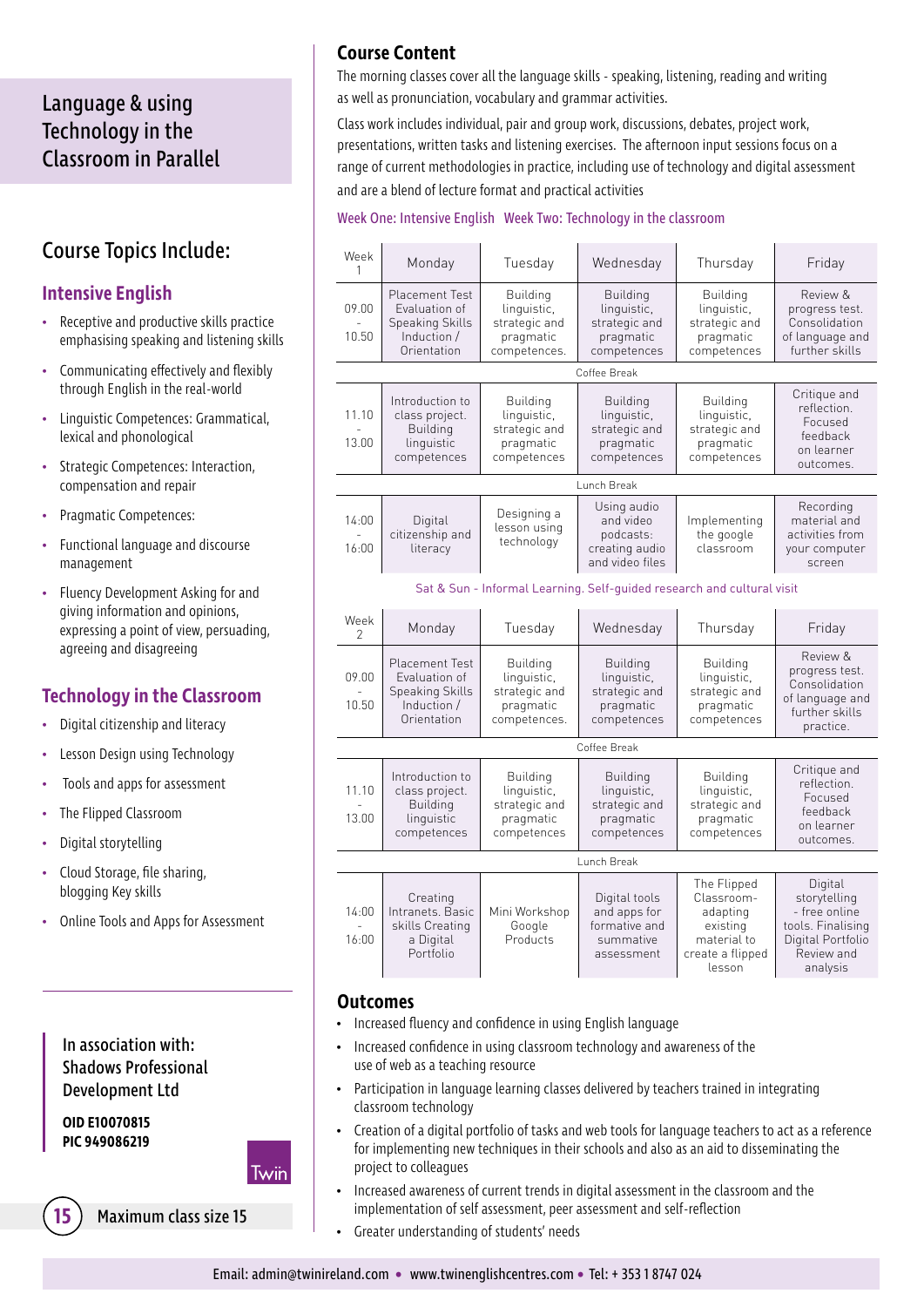# Language & using Technology in the Classroom in Parallel

## Course Topics Include:

### Intensive English

- Receptive and productive skills practice emphasising speaking and listening skills
- Communicating effectively and flexibly through English in the real-world
- Linguistic Competences: Grammatical, lexical and phonological
- Strategic Competences: Interaction, compensation and repair
- Pragmatic Competences:
- Functional language and discourse management
- Fluency Development Asking for and giving information and opinions, expressing a point of view, persuading, agreeing and disagreeing

### Technology in the Classroom

- Digital citizenship and literacy
- Lesson Design using Technology
- Tools and apps for assessment
- The Flipped Classroom
- Digital storytelling
- Cloud Storage, file sharing, blogging Key skills
- Online Tools and Apps for Assessment

In association with:
Shadows Professional Development Ltd

**OID E10070815**
**PIC 949086219**

**15** Maximum class size 15

## Course Content

The morning classes cover all the language skills - speaking, listening, reading and writing as well as pronunciation, vocabulary and grammar activities.

Class work includes individual, pair and group work, discussions, debates, project work, presentations, written tasks and listening exercises. The afternoon input sessions focus on a range of current methodologies in practice, including use of technology and digital assessment and are a blend of lecture format and practical activities

Week One: Intensive English Week Two: Technology in the classroom

| Week 1 | Monday | Tuesday | Wednesday | Thursday | Friday |
|---|---|---|---|---|---|
| 09.00 - 10.50 | Placement Test Evaluation of Speaking Skills Induction / Orientation | Building linguistic, strategic and pragmatic competences. | Building linguistic, strategic and pragmatic competences | Building linguistic, strategic and pragmatic competences | Review & progress test. Consolidation of language and further skills |
| | Coffee Break | | | | |
| 11.10 - 13.00 | Introduction to class project. Building linguistic competences | Building linguistic, strategic and pragmatic competences | Building linguistic, strategic and pragmatic competences | Building linguistic, strategic and pragmatic competences | Critique and reflection. Focused feedback on learner outcomes. |
| | Lunch Break | | | | |
| 14:00 - 16:00 | Digital citizenship and literacy | Designing a lesson using technology | Using audio and video podcasts: creating audio and video files | Implementing the google classroom | Recording material and activities from your computer screen |

Sat & Sun - Informal Learning. Self-guided research and cultural visit

| Week 2 | Monday | Tuesday | Wednesday | Thursday | Friday |
|---|---|---|---|---|---|
| 09.00 - 10.50 | Placement Test Evaluation of Speaking Skills Induction / Orientation | Building linguistic, strategic and pragmatic competences. | Building linguistic, strategic and pragmatic competences | Building linguistic, strategic and pragmatic competences | Review & progress test. Consolidation of language and further skills practice. |
| | Coffee Break | | | | |
| 11.10 - 13.00 | Introduction to class project. Building linguistic competences | Building linguistic, strategic and pragmatic competences | Building linguistic, strategic and pragmatic competences | Building linguistic, strategic and pragmatic competences | Critique and reflection. Focused feedback on learner outcomes. |
| | Lunch Break | | | | |
| 14:00 - 16:00 | Creating Intranets. Basic skills Creating a Digital Portfolio | Mini Workshop Google Products | Digital tools and apps for formative and summative assessment | The Flipped Classroom- adapting existing material to create a flipped lesson | Digital storytelling - free online tools. Finalising Digital Portfolio Review and analysis |

## Outcomes

- Increased fluency and confidence in using English language
- Increased confidence in using classroom technology and awareness of the use of web as a teaching resource
- Participation in language learning classes delivered by teachers trained in integrating classroom technology
- Creation of a digital portfolio of tasks and web tools for language teachers to act as a reference for implementing new techniques in their schools and also as an aid to disseminating the project to colleagues
- Increased awareness of current trends in digital assessment in the classroom and the implementation of self assessment, peer assessment and self-reflection
- Greater understanding of students' needs

Email: admin@twinireland.com • www.twinenglishcentres.com • Tel: + 353 1 8747 024